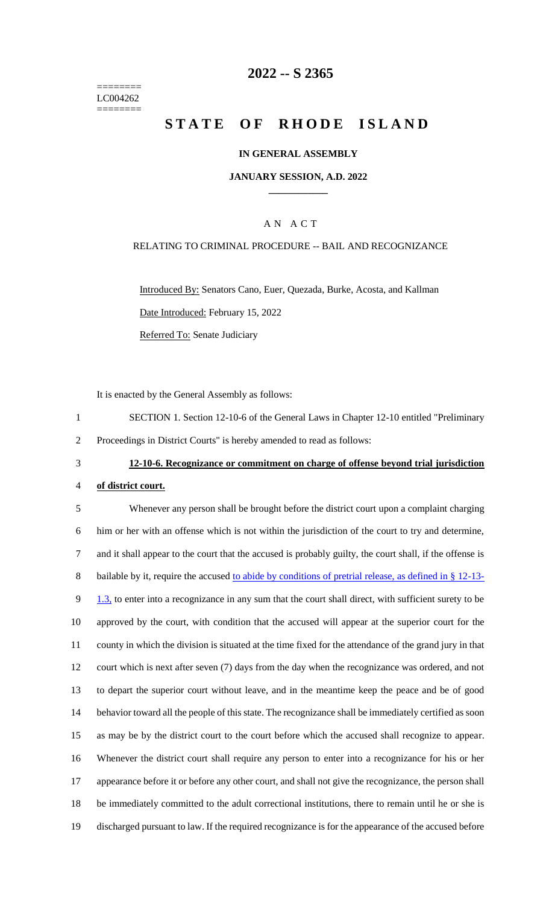======== 
LC004262 
========

# 2022 -- S 2365

# STATE OF RHODE ISLAND

**IN GENERAL ASSEMBLY**

**JANUARY SESSION, A.D. 2022**

A N A C T

RELATING TO CRIMINAL PROCEDURE -- BAIL AND RECOGNIZANCE

Introduced By: Senators Cano, Euer, Quezada, Burke, Acosta, and Kallman

Date Introduced: February 15, 2022

Referred To: Senate Judiciary

It is enacted by the General Assembly as follows:

1 SECTION 1. Section 12-10-6 of the General Laws in Chapter 12-10 entitled "Preliminary
2 Proceedings in District Courts" is hereby amended to read as follows:

3 **12-10-6. Recognizance or commitment on charge of offense beyond trial jurisdiction**
4 **of district court.**

5 Whenever any person shall be brought before the district court upon a complaint charging
6 him or her with an offense which is not within the jurisdiction of the court to try and determine,
7 and it shall appear to the court that the accused is probably guilty, the court shall, if the offense is
8 bailable by it, require the accused to abide by conditions of pretrial release, as defined in § 12-13-
9 1.3, to enter into a recognizance in any sum that the court shall direct, with sufficient surety to be
10 approved by the court, with condition that the accused will appear at the superior court for the
11 county in which the division is situated at the time fixed for the attendance of the grand jury in that
12 court which is next after seven (7) days from the day when the recognizance was ordered, and not
13 to depart the superior court without leave, and in the meantime keep the peace and be of good
14 behavior toward all the people of this state. The recognizance shall be immediately certified as soon
15 as may be by the district court to the court before which the accused shall recognize to appear.
16 Whenever the district court shall require any person to enter into a recognizance for his or her
17 appearance before it or before any other court, and shall not give the recognizance, the person shall
18 be immediately committed to the adult correctional institutions, there to remain until he or she is
19 discharged pursuant to law. If the required recognizance is for the appearance of the accused before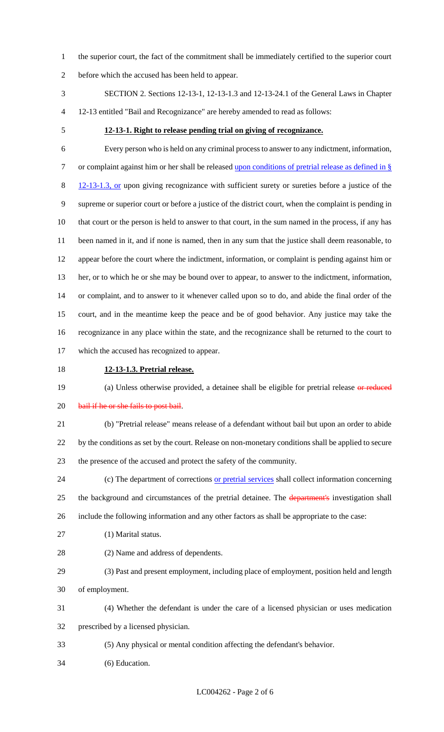the superior court, the fact of the commitment shall be immediately certified to the superior court before which the accused has been held to appear.

SECTION 2. Sections 12-13-1, 12-13-1.3 and 12-13-24.1 of the General Laws in Chapter 12-13 entitled "Bail and Recognizance" are hereby amended to read as follows:

**12-13-1. Right to release pending trial on giving of recognizance.**

Every person who is held on any criminal process to answer to any indictment, information, or complaint against him or her shall be released upon conditions of pretrial release as defined in § 12-13-1.3, or upon giving recognizance with sufficient surety or sureties before a justice of the supreme or superior court or before a justice of the district court, when the complaint is pending in that court or the person is held to answer to that court, in the sum named in the process, if any has been named in it, and if none is named, then in any sum that the justice shall deem reasonable, to appear before the court where the indictment, information, or complaint is pending against him or her, or to which he or she may be bound over to appear, to answer to the indictment, information, or complaint, and to answer to it whenever called upon so to do, and abide the final order of the court, and in the meantime keep the peace and be of good behavior. Any justice may take the recognizance in any place within the state, and the recognizance shall be returned to the court to which the accused has recognized to appear.

**12-13-1.3. Pretrial release.**

(a) Unless otherwise provided, a detainee shall be eligible for pretrial release ~~or reduced bail if he or she fails to post bail~~.

(b) "Pretrial release" means release of a defendant without bail but upon an order to abide by the conditions as set by the court. Release on non-monetary conditions shall be applied to secure the presence of the accused and protect the safety of the community.

(c) The department of corrections or pretrial services shall collect information concerning the background and circumstances of the pretrial detainee. The ~~department's~~ investigation shall include the following information and any other factors as shall be appropriate to the case:

(1) Marital status.

(2) Name and address of dependents.

(3) Past and present employment, including place of employment, position held and length of employment.

(4) Whether the defendant is under the care of a licensed physician or uses medication prescribed by a licensed physician.

(5) Any physical or mental condition affecting the defendant's behavior.

(6) Education.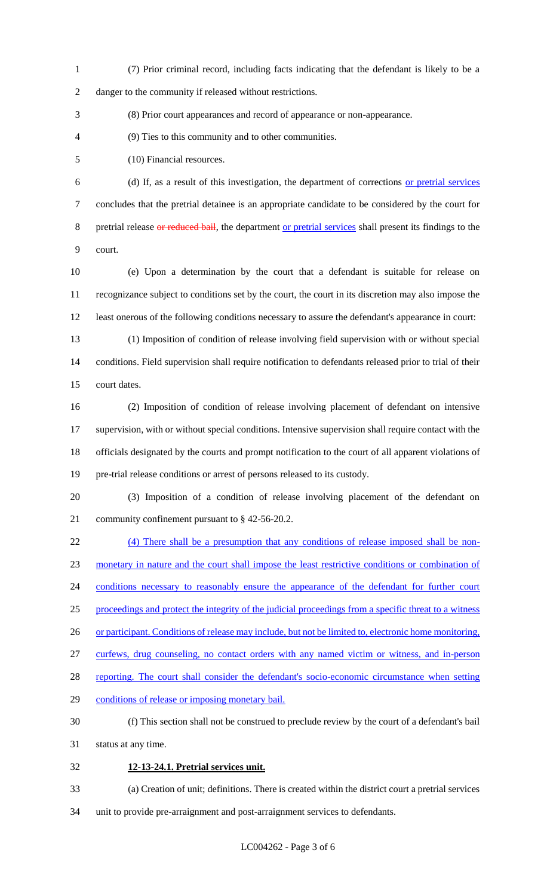(7) Prior criminal record, including facts indicating that the defendant is likely to be a danger to the community if released without restrictions.

(8) Prior court appearances and record of appearance or non-appearance.

(9) Ties to this community and to other communities.

(10) Financial resources.

(d) If, as a result of this investigation, the department of corrections or pretrial services concludes that the pretrial detainee is an appropriate candidate to be considered by the court for pretrial release ~~or reduced bail~~, the department or pretrial services shall present its findings to the court.

(e) Upon a determination by the court that a defendant is suitable for release on recognizance subject to conditions set by the court, the court in its discretion may also impose the least onerous of the following conditions necessary to assure the defendant's appearance in court:

(1) Imposition of condition of release involving field supervision with or without special conditions. Field supervision shall require notification to defendants released prior to trial of their court dates.

(2) Imposition of condition of release involving placement of defendant on intensive supervision, with or without special conditions. Intensive supervision shall require contact with the officials designated by the courts and prompt notification to the court of all apparent violations of pre-trial release conditions or arrest of persons released to its custody.

(3) Imposition of a condition of release involving placement of the defendant on community confinement pursuant to § 42-56-20.2.

(4) There shall be a presumption that any conditions of release imposed shall be non-monetary in nature and the court shall impose the least restrictive conditions or combination of conditions necessary to reasonably ensure the appearance of the defendant for further court proceedings and protect the integrity of the judicial proceedings from a specific threat to a witness or participant. Conditions of release may include, but not be limited to, electronic home monitoring, curfews, drug counseling, no contact orders with any named victim or witness, and in-person reporting. The court shall consider the defendant's socio-economic circumstance when setting conditions of release or imposing monetary bail.

(f) This section shall not be construed to preclude review by the court of a defendant's bail status at any time.

**12-13-24.1. Pretrial services unit.**

(a) Creation of unit; definitions. There is created within the district court a pretrial services unit to provide pre-arraignment and post-arraignment services to defendants.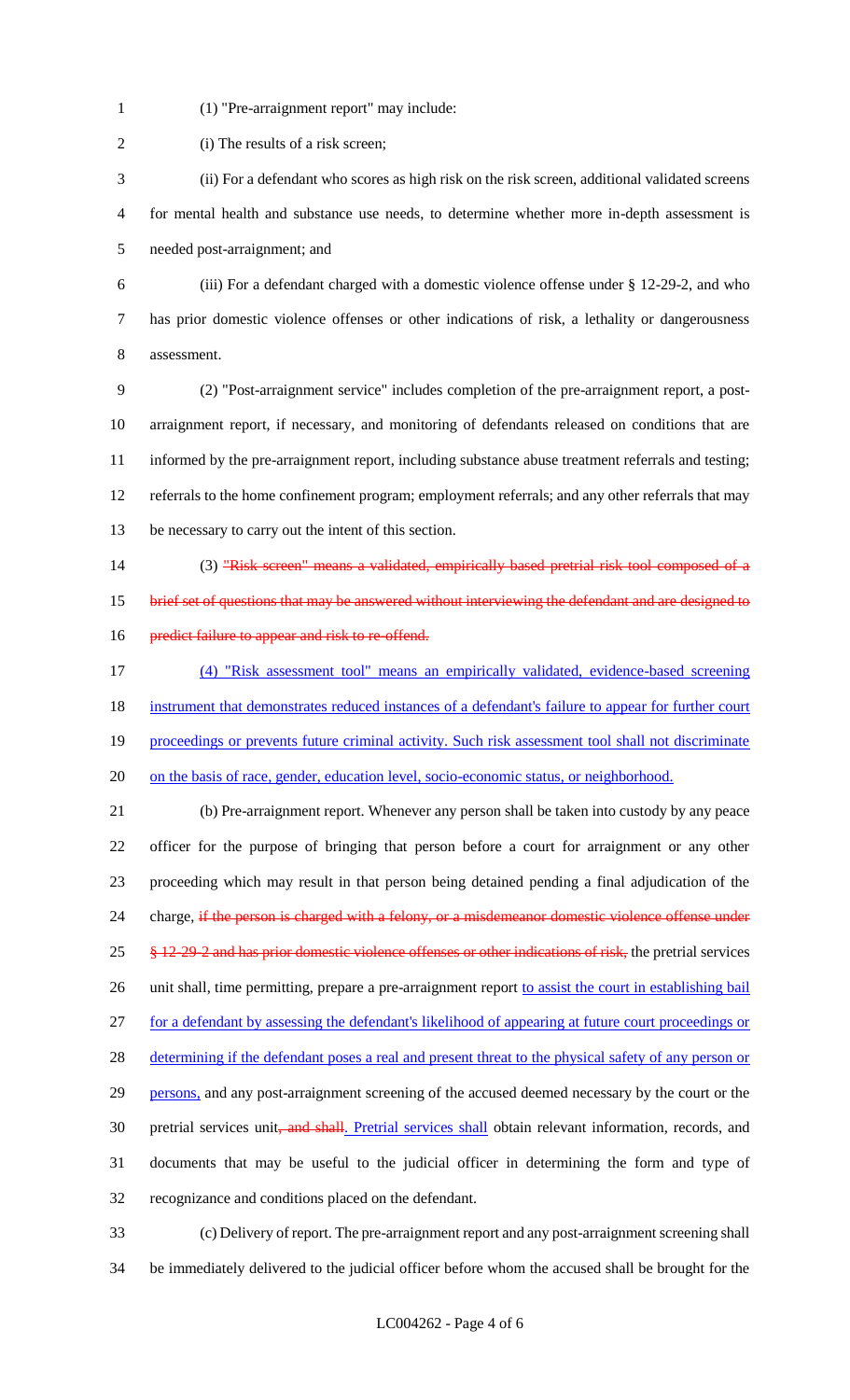(1) "Pre-arraignment report" may include:

(i) The results of a risk screen;

(ii) For a defendant who scores as high risk on the risk screen, additional validated screens for mental health and substance use needs, to determine whether more in-depth assessment is needed post-arraignment; and

(iii) For a defendant charged with a domestic violence offense under § 12-29-2, and who has prior domestic violence offenses or other indications of risk, a lethality or dangerousness assessment.

(2) "Post-arraignment service" includes completion of the pre-arraignment report, a post-arraignment report, if necessary, and monitoring of defendants released on conditions that are informed by the pre-arraignment report, including substance abuse treatment referrals and testing; referrals to the home confinement program; employment referrals; and any other referrals that may be necessary to carry out the intent of this section.

(3) ~~"Risk screen" means a validated, empirically based pretrial risk tool composed of a brief set of questions that may be answered without interviewing the defendant and are designed to predict failure to appear and risk to re-offend.~~

<u>(4) "Risk assessment tool" means an empirically validated, evidence-based screening instrument that demonstrates reduced instances of a defendant's failure to appear for further court proceedings or prevents future criminal activity. Such risk assessment tool shall not discriminate on the basis of race, gender, education level, socio-economic status, or neighborhood.</u>

(b) Pre-arraignment report. Whenever any person shall be taken into custody by any peace officer for the purpose of bringing that person before a court for arraignment or any other proceeding which may result in that person being detained pending a final adjudication of the charge, ~~if the person is charged with a felony, or a misdemeanor domestic violence offense under § 12-29-2 and has prior domestic violence offenses or other indications of risk,~~ the pretrial services unit shall, time permitting, prepare a pre-arraignment report <u>to assist the court in establishing bail for a defendant by assessing the defendant's likelihood of appearing at future court proceedings or determining if the defendant poses a real and present threat to the physical safety of any person or persons,</u> and any post-arraignment screening of the accused deemed necessary by the court or the pretrial services unit~~, and shall~~<u>. Pretrial services shall</u> obtain relevant information, records, and documents that may be useful to the judicial officer in determining the form and type of recognizance and conditions placed on the defendant.

(c) Delivery of report. The pre-arraignment report and any post-arraignment screening shall be immediately delivered to the judicial officer before whom the accused shall be brought for the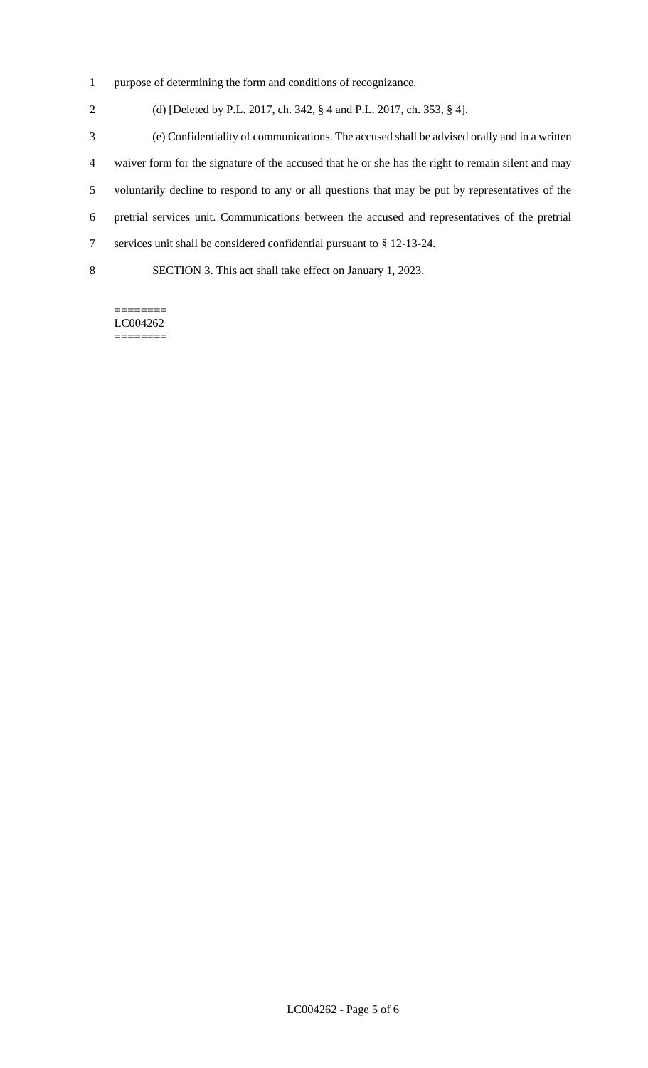purpose of determining the form and conditions of recognizance.

(d) [Deleted by P.L. 2017, ch. 342, § 4 and P.L. 2017, ch. 353, § 4].

(e) Confidentiality of communications. The accused shall be advised orally and in a written waiver form for the signature of the accused that he or she has the right to remain silent and may voluntarily decline to respond to any or all questions that may be put by representatives of the pretrial services unit. Communications between the accused and representatives of the pretrial services unit shall be considered confidential pursuant to § 12-13-24.

SECTION 3. This act shall take effect on January 1, 2023.

========
LC004262
========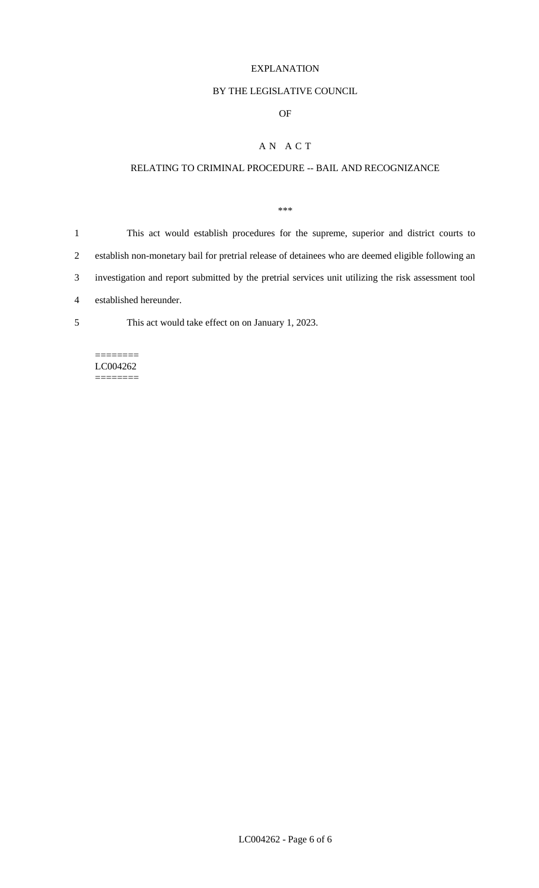EXPLANATION

BY THE LEGISLATIVE COUNCIL

OF

# A N   A C T

RELATING TO CRIMINAL PROCEDURE -- BAIL AND RECOGNIZANCE

***

This act would establish procedures for the supreme, superior and district courts to establish non-monetary bail for pretrial release of detainees who are deemed eligible following an investigation and report submitted by the pretrial services unit utilizing the risk assessment tool established hereunder.

This act would take effect on on January 1, 2023.

========
LC004262
========